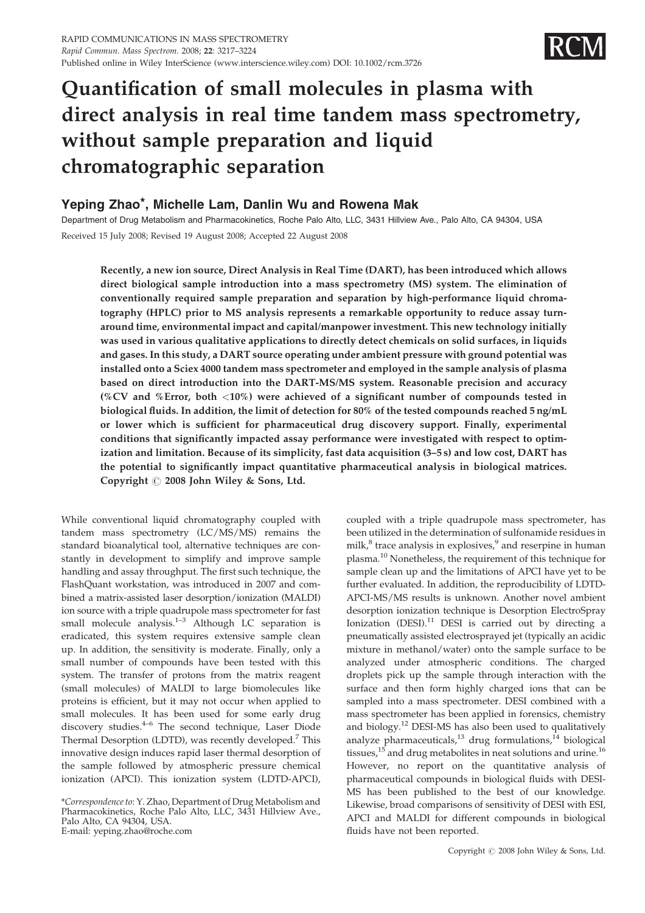# Quantification of small molecules in plasma with direct analysis in real time tandem mass spectrometry, without sample preparation and liquid chromatographic separation

**Yeping Zhao*, Michelle Lam, Danlin Wu and Rowena Mak**

Department of Drug Metabolism and Pharmacokinetics, Roche Palo Alto, LLC, 3431 Hillview Ave., Palo Alto, CA 94304, USA

Received 15 July 2008; Revised 19 August 2008; Accepted 22 August 2008

**Recently, a new ion source, Direct Analysis in Real Time (DART), has been introduced which allows direct biological sample introduction into a mass spectrometry (MS) system. The elimination of conventionally required sample preparation and separation by high-performance liquid chromatography (HPLC) prior to MS analysis represents a remarkable opportunity to reduce assay turnaround time, environmental impact and capital/manpower investment. This new technology initially was used in various qualitative applications to directly detect chemicals on solid surfaces, in liquids and gases. In this study, a DART source operating under ambient pressure with ground potential was installed onto a Sciex 4000 tandem mass spectrometer and employed in the sample analysis of plasma based on direct introduction into the DART-MS/MS system. Reasonable precision and accuracy (%CV and %Error, both <10%) were achieved of a significant number of compounds tested in biological fluids. In addition, the limit of detection for 80% of the tested compounds reached 5 ng/mL or lower which is sufficient for pharmaceutical drug discovery support. Finally, experimental conditions that significantly impacted assay performance were investigated with respect to optimization and limitation. Because of its simplicity, fast data acquisition (3–5 s) and low cost, DART has the potential to significantly impact quantitative pharmaceutical analysis in biological matrices. Copyright © 2008 John Wiley & Sons, Ltd.**

While conventional liquid chromatography coupled with tandem mass spectrometry (LC/MS/MS) remains the standard bioanalytical tool, alternative techniques are constantly in development to simplify and improve sample handling and assay throughput. The first such technique, the FlashQuant workstation, was introduced in 2007 and combined a matrix-assisted laser desorption/ionization (MALDI) ion source with a triple quadrupole mass spectrometer for fast small molecule analysis.[1–3] Although LC separation is eradicated, this system requires extensive sample clean up. In addition, the sensitivity is moderate. Finally, only a small number of compounds have been tested with this system. The transfer of protons from the matrix reagent (small molecules) of MALDI to large biomolecules like proteins is efficient, but it may not occur when applied to small molecules. It has been used for some early drug discovery studies.[4–6] The second technique, Laser Diode Thermal Desorption (LDTD), was recently developed.[7] This innovative design induces rapid laser thermal desorption of the sample followed by atmospheric pressure chemical ionization (APCI). This ionization system (LDTD-APCI), coupled with a triple quadrupole mass spectrometer, has been utilized in the determination of sulfonamide residues in milk,[8] trace analysis in explosives,[9] and reserpine in human plasma.[10] Nonetheless, the requirement of this technique for sample clean up and the limitations of APCI have yet to be further evaluated. In addition, the reproducibility of LDTD-APCI-MS/MS results is unknown. Another novel ambient desorption ionization technique is Desorption ElectroSpray Ionization (DESI).[11] DESI is carried out by directing a pneumatically assisted electrosprayed jet (typically an acidic mixture in methanol/water) onto the sample surface to be analyzed under atmospheric conditions. The charged droplets pick up the sample through interaction with the surface and then form highly charged ions that can be sampled into a mass spectrometer. DESI combined with a mass spectrometer has been applied in forensics, chemistry and biology.[12] DESI-MS has also been used to qualitatively analyze pharmaceuticals,[13] drug formulations,[14] biological tissues,[15] and drug metabolites in neat solutions and urine.[16] However, no report on the quantitative analysis of pharmaceutical compounds in biological fluids with DESI-MS has been published to the best of our knowledge. Likewise, broad comparisons of sensitivity of DESI with ESI, APCI and MALDI for different compounds in biological fluids have not been reported.

*Correspondence to: Y. Zhao, Department of Drug Metabolism and Pharmacokinetics, Roche Palo Alto, LLC, 3431 Hillview Ave., Palo Alto, CA 94304, USA.
E-mail: yeping.zhao@roche.com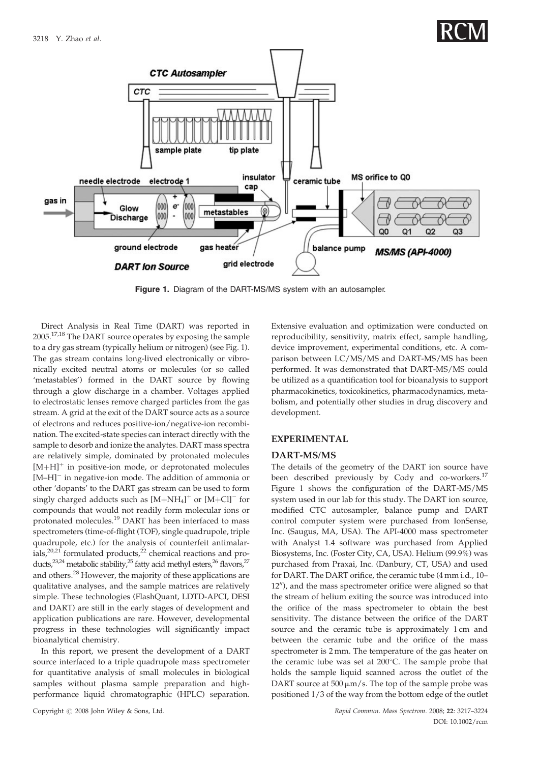Figure 1. Diagram of the DART-MS/MS system with an autosampler.

Direct Analysis in Real Time (DART) was reported in 2005.[17,18] The DART source operates by exposing the sample to a dry gas stream (typically helium or nitrogen) (see Fig. 1). The gas stream contains long-lived electronically or vibronically excited neutral atoms or molecules (or so called 'metastables') formed in the DART source by flowing through a glow discharge in a chamber. Voltages applied to electrostatic lenses remove charged particles from the gas stream. A grid at the exit of the DART source acts as a source of electrons and reduces positive-ion/negative-ion recombination. The excited-state species can interact directly with the sample to desorb and ionize the analytes. DART mass spectra are relatively simple, dominated by protonated molecules $[M+H]^+$ in positive-ion mode, or deprotonated molecules $[M–H]^-$ in negative-ion mode. The addition of ammonia or other 'dopants' to the DART gas stream can be used to form singly charged adducts such as $[M+NH_4]^+$ or $[M+Cl]^-$ for compounds that would not readily form molecular ions or protonated molecules.[19] DART has been interfaced to mass spectrometers (time-of-flight (TOF), single quadrupole, triple quadrupole, etc.) for the analysis of counterfeit antimalarials,[20,21] formulated products,[22] chemical reactions and products,[23,24] metabolic stability,[25] fatty acid methyl esters,[26] flavors,[27] and others.[28] However, the majority of these applications are qualitative analyses, and the sample matrices are relatively simple. These technologies (FlashQuant, LDTD-APCI, DESI and DART) are still in the early stages of development and application publications are rare. However, developmental progress in these technologies will significantly impact bioanalytical chemistry.

In this report, we present the development of a DART source interfaced to a triple quadrupole mass spectrometer for quantitative analysis of small molecules in biological samples without plasma sample preparation and high-performance liquid chromatographic (HPLC) separation. Extensive evaluation and optimization were conducted on reproducibility, sensitivity, matrix effect, sample handling, device improvement, experimental conditions, etc. A comparison between LC/MS/MS and DART-MS/MS has been performed. It was demonstrated that DART-MS/MS could be utilized as a quantification tool for bioanalysis to support pharmacokinetics, toxicokinetics, pharmacodynamics, metabolism, and potentially other studies in drug discovery and development.

## EXPERIMENTAL

### DART-MS/MS

The details of the geometry of the DART ion source have been described previously by Cody and co-workers.[17] Figure 1 shows the configuration of the DART-MS/MS system used in our lab for this study. The DART ion source, modified CTC autosampler, balance pump and DART control computer system were purchased from IonSense, Inc. (Saugus, MA, USA). The API-4000 mass spectrometer with Analyst 1.4 software was purchased from Applied Biosystems, Inc. (Foster City, CA, USA). Helium (99.9%) was purchased from Praxai, Inc. (Danbury, CT, USA) and used for DART. The DART orifice, the ceramic tube (4 mm i.d., 10–12″), and the mass spectrometer orifice were aligned so that the stream of helium exiting the source was introduced into the orifice of the mass spectrometer to obtain the best sensitivity. The distance between the orifice of the DART source and the ceramic tube is approximately 1 cm and between the ceramic tube and the orifice of the mass spectrometer is 2 mm. The temperature of the gas heater on the ceramic tube was set at 200°C. The sample probe that holds the sample liquid scanned across the outlet of the DART source at 500 μm/s. The top of the sample probe was positioned 1/3 of the way from the bottom edge of the outlet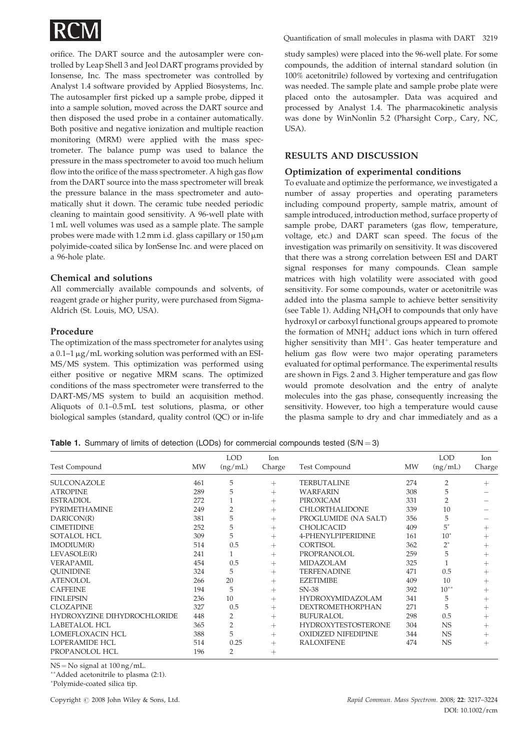orifice. The DART source and the autosampler were controlled by Leap Shell 3 and Jeol DART programs provided by Ionsense, Inc. The mass spectrometer was controlled by Analyst 1.4 software provided by Applied Biosystems, Inc. The autosampler first picked up a sample probe, dipped it into a sample solution, moved across the DART source and then disposed the used probe in a container automatically. Both positive and negative ionization and multiple reaction monitoring (MRM) were applied with the mass spectrometer. The balance pump was used to balance the pressure in the mass spectrometer to avoid too much helium flow into the orifice of the mass spectrometer. A high gas flow from the DART source into the mass spectrometer will break the pressure balance in the mass spectrometer and automatically shut it down. The ceramic tube needed periodic cleaning to maintain good sensitivity. A 96-well plate with 1 mL well volumes was used as a sample plate. The sample probes were made with 1.2 mm i.d. glass capillary or 150 μm polyimide-coated silica by IonSense Inc. and were placed on a 96-hole plate.

### Chemical and solutions

All commercially available compounds and solvents, of reagent grade or higher purity, were purchased from Sigma-Aldrich (St. Louis, MO, USA).

### Procedure

The optimization of the mass spectrometer for analytes using a 0.1–1 μg/mL working solution was performed with an ESI-MS/MS system. This optimization was performed using either positive or negative MRM scans. The optimized conditions of the mass spectrometer were transferred to the DART-MS/MS system to build an acquisition method. Aliquots of 0.1–0.5 mL test solutions, plasma, or other biological samples (standard, quality control (QC) or in-life study samples) were placed into the 96-well plate. For some compounds, the addition of internal standard solution (in 100% acetonitrile) followed by vortexing and centrifugation was needed. The sample plate and sample probe plate were placed onto the autosampler. Data was acquired and processed by Analyst 1.4. The pharmacokinetic analysis was done by WinNonlin 5.2 (Pharsight Corp., Cary, NC, USA).

## RESULTS AND DISCUSSION

### Optimization of experimental conditions

To evaluate and optimize the performance, we investigated a number of assay properties and operating parameters including compound property, sample matrix, amount of sample introduced, introduction method, surface property of sample probe, DART parameters (gas flow, temperature, voltage, etc.) and DART scan speed. The focus of the investigation was primarily on sensitivity. It was discovered that there was a strong correlation between ESI and DART signal responses for many compounds. Clean sample matrices with high volatility were associated with good sensitivity. For some compounds, water or acetonitrile was added into the plasma sample to achieve better sensitivity (see Table 1). Adding $NH_4OH$ to compounds that only have hydroxyl or carboxyl functional groups appeared to promote the formation of $MNH_4^+$ adduct ions which in turn offered higher sensitivity than $MH^+$. Gas heater temperature and helium gas flow were two major operating parameters evaluated for optimal performance. The experimental results are shown in Figs. 2 and 3. Higher temperature and gas flow would promote desolvation and the entry of analyte molecules into the gas phase, consequently increasing the sensitivity. However, too high a temperature would cause the plasma sample to dry and char immediately and as a

**Table 1.** Summary of limits of detection (LODs) for commercial compounds tested (S/N = 3)

| Test Compound | MW | LOD (ng/mL) | Ion Charge | Test Compound | MW | LOD (ng/mL) | Ion Charge |
|---|---|---|---|---|---|---|---|
| SULCONAZOLE | 461 | 5 | + | TERBUTALINE | 274 | 2 | + |
| ATROPINE | 289 | 5 | + | WARFARIN | 308 | 5 | – |
| ESTRADIOL | 272 | 1 | + | PIROXICAM | 331 | 2 | – |
| PYRIMETHAMINE | 249 | 2 | + | CHLORTHALIDONE | 339 | 10 | – |
| DARICON(R) | 381 | 5 | + | PROGLUMIDE (NA SALT) | 356 | 5 | – |
| CIMETIDINE | 252 | 5 | + | CHOLICACID | 409 | 5* | + |
| SOTALOL HCL | 309 | 5 | + | 4-PHENYLPIPERIDINE | 161 | 10* | + |
| IMODIUM(R) | 514 | 0.5 | + | CORTISOL | 362 | 2* | + |
| LEVASOLE(R) | 241 | 1 | + | PROPRANOLOL | 259 | 5 | + |
| VERAPAMIL | 454 | 0.5 | + | MIDAZOLAM | 325 | 1 | + |
| QUINIDINE | 324 | 5 | + | TERFENADINE | 471 | 0.5 | + |
| ATENOLOL | 266 | 20 | + | EZETIMIBE | 409 | 10 | + |
| CAFFEINE | 194 | 5 | + | SN-38 | 392 | 10** | + |
| FINLEPSIN | 236 | 10 | + | HYDROXYMIDAZOLAM | 341 | 5 | + |
| CLOZAPINE | 327 | 0.5 | + | DEXTROMETHORPHAN | 271 | 5 | + |
| HYDROXYZINE DIHYDROCHLORIDE | 448 | 2 | + | BUFURALOL | 298 | 0.5 | + |
| LABETALOL HCL | 365 | 2 | + | HYDROXYTESTOSTERONE | 304 | NS | + |
| LOMEFLOXACIN HCL | 388 | 5 | + | OXIDIZED NIFEDIPINE | 344 | NS | + |
| LOPERAMIDE HCL | 514 | 0.25 | + | RALOXIFENE | 474 | NS | + |
| PROPANOLOL HCL | 196 | 2 | + | | | | |

NS = No signal at 100 ng/mL.

**Added acetonitrile to plasma (2:1).

*Polymide-coated silica tip.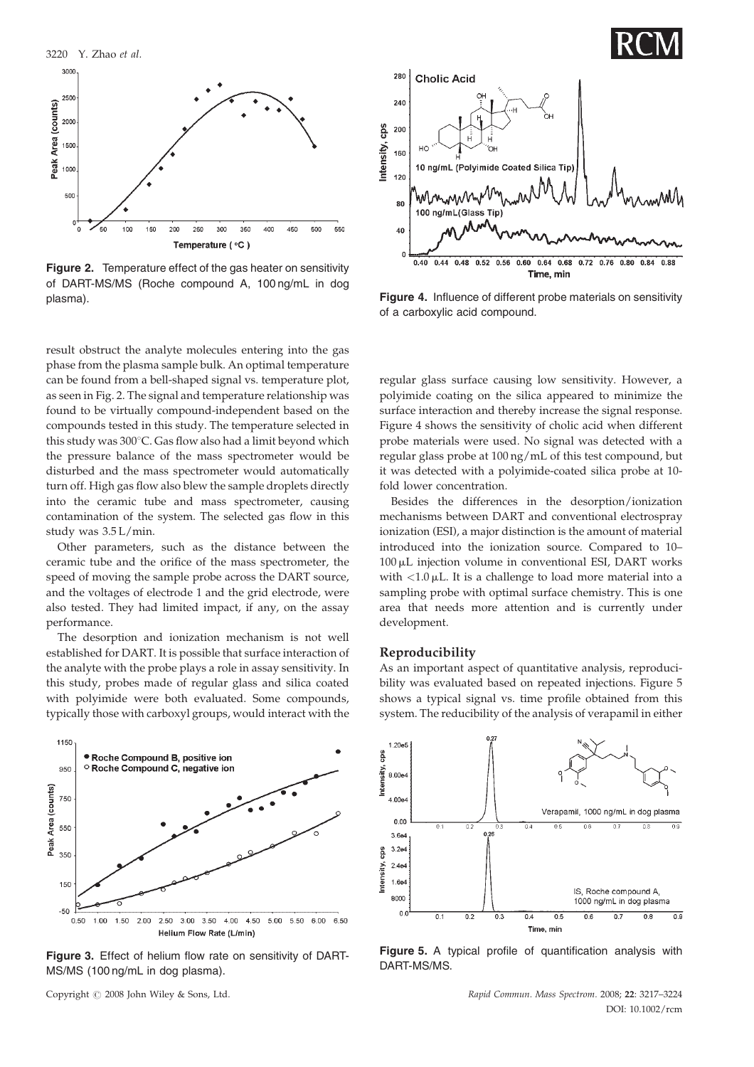**Figure 2.** Temperature effect of the gas heater on sensitivity of DART-MS/MS (Roche compound A, 100 ng/mL in dog plasma).

result obstruct the analyte molecules entering into the gas phase from the plasma sample bulk. An optimal temperature can be found from a bell-shaped signal vs. temperature plot, as seen in Fig. 2. The signal and temperature relationship was found to be virtually compound-independent based on the compounds tested in this study. The temperature selected in this study was 300°C. Gas flow also had a limit beyond which the pressure balance of the mass spectrometer would be disturbed and the mass spectrometer would automatically turn off. High gas flow also blew the sample droplets directly into the ceramic tube and mass spectrometer, causing contamination of the system. The selected gas flow in this study was 3.5 L/min.

Other parameters, such as the distance between the ceramic tube and the orifice of the mass spectrometer, the speed of moving the sample probe across the DART source, and the voltages of electrode 1 and the grid electrode, were also tested. They had limited impact, if any, on the assay performance.

The desorption and ionization mechanism is not well established for DART. It is possible that surface interaction of the analyte with the probe plays a role in assay sensitivity. In this study, probes made of regular glass and silica coated with polyimide were both evaluated. Some compounds, typically those with carboxyl groups, would interact with the

**Figure 3.** Effect of helium flow rate on sensitivity of DART-MS/MS (100 ng/mL in dog plasma).

**Figure 4.** Influence of different probe materials on sensitivity of a carboxylic acid compound.

regular glass surface causing low sensitivity. However, a polyimide coating on the silica appeared to minimize the surface interaction and thereby increase the signal response. Figure 4 shows the sensitivity of cholic acid when different probe materials were used. No signal was detected with a regular glass probe at 100 ng/mL of this test compound, but it was detected with a polyimide-coated silica probe at 10-fold lower concentration.

Besides the differences in the desorption/ionization mechanisms between DART and conventional electrospray ionization (ESI), a major distinction is the amount of material introduced into the ionization source. Compared to 10–100 μL injection volume in conventional ESI, DART works with <1.0 μL. It is a challenge to load more material into a sampling probe with optimal surface chemistry. This is one area that needs more attention and is currently under development.

### Reproducibility

As an important aspect of quantitative analysis, reproducibility was evaluated based on repeated injections. Figure 5 shows a typical signal vs. time profile obtained from this system. The reducibility of the analysis of verapamil in either

**Figure 5.** A typical profile of quantification analysis with DART-MS/MS.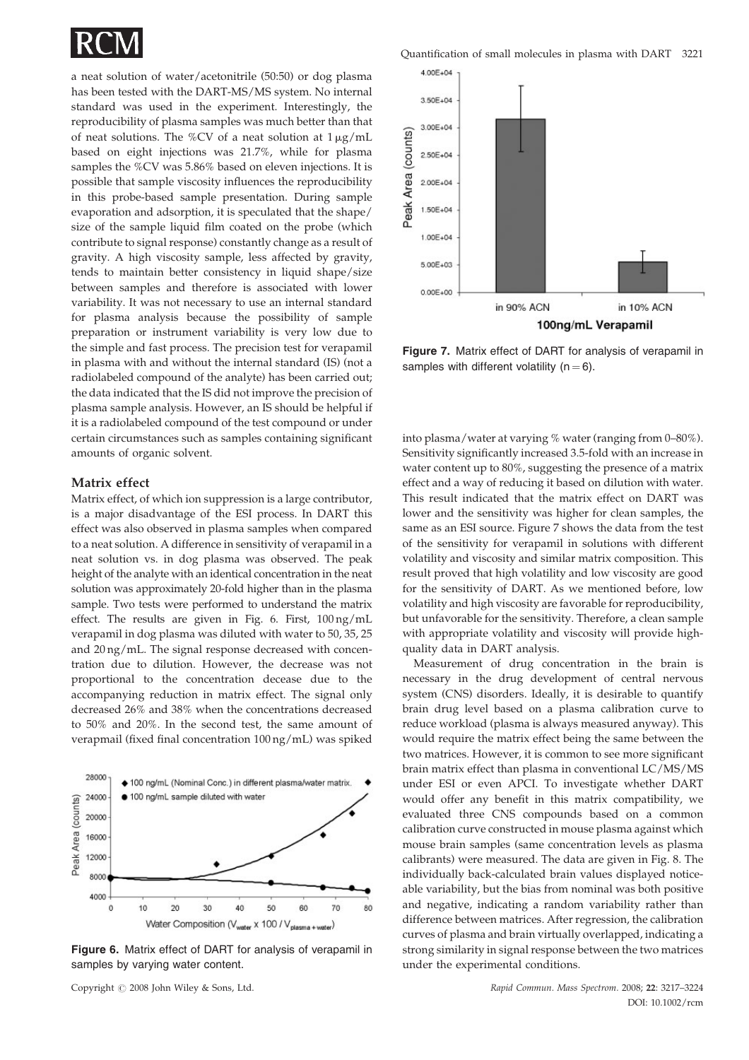a neat solution of water/acetonitrile (50:50) or dog plasma has been tested with the DART-MS/MS system. No internal standard was used in the experiment. Interestingly, the reproducibility of plasma samples was much better than that of neat solutions. The %CV of a neat solution at 1 μg/mL based on eight injections was 21.7%, while for plasma samples the %CV was 5.86% based on eleven injections. It is possible that sample viscosity influences the reproducibility in this probe-based sample presentation. During sample evaporation and adsorption, it is speculated that the shape/size of the sample liquid film coated on the probe (which contribute to signal response) constantly change as a result of gravity. A high viscosity sample, less affected by gravity, tends to maintain better consistency in liquid shape/size between samples and therefore is associated with lower variability. It was not necessary to use an internal standard for plasma analysis because the possibility of sample preparation or instrument variability is very low due to the simple and fast process. The precision test for verapamil in plasma with and without the internal standard (IS) (not a radiolabeled compound of the analyte) has been carried out; the data indicated that the IS did not improve the precision of plasma sample analysis. However, an IS should be helpful if it is a radiolabeled compound of the test compound or under certain circumstances such as samples containing significant amounts of organic solvent.

## Matrix effect

Matrix effect, of which ion suppression is a large contributor, is a major disadvantage of the ESI process. In DART this effect was also observed in plasma samples when compared to a neat solution. A difference in sensitivity of verapamil in a neat solution vs. in dog plasma was observed. The peak height of the analyte with an identical concentration in the neat solution was approximately 20-fold higher than in the plasma sample. Two tests were performed to understand the matrix effect. The results are given in Fig. 6. First, 100 ng/mL verapamil in dog plasma was diluted with water to 50, 35, 25 and 20 ng/mL. The signal response decreased with concentration due to dilution. However, the decrease was not proportional to the concentration decease due to the accompanying reduction in matrix effect. The signal only decreased 26% and 38% when the concentrations decreased to 50% and 20%. In the second test, the same amount of verapmail (fixed final concentration 100 ng/mL) was spiked

28000
24000
20000
16000
12000
8000
4000
Peak Area (counts)
0 10 20 30 40 50 60 70 80
Water Composition ($V_{water} \times 100 / V_{plasma + water}$)
◆ 100 ng/mL (Nominal Conc.) in different plasma/water matrix.
● 100 ng/mL sample diluted with water

**Figure 6.** Matrix effect of DART for analysis of verapamil in samples by varying water content.

4.00E+04
3.50E+04
3.00E+04
2.50E+04
2.00E+04
1.50E+04
1.00E+04
5.00E+03
0.00E+00
Peak Area (counts)
in 90% ACN
in 10% ACN
100ng/mL Verapamil

**Figure 7.** Matrix effect of DART for analysis of verapamil in samples with different volatility ($n = 6$).

into plasma/water at varying % water (ranging from 0–80%). Sensitivity significantly increased 3.5-fold with an increase in water content up to 80%, suggesting the presence of a matrix effect and a way of reducing it based on dilution with water. This result indicated that the matrix effect on DART was lower and the sensitivity was higher for clean samples, the same as an ESI source. Figure 7 shows the data from the test of the sensitivity for verapamil in solutions with different volatility and viscosity and similar matrix composition. This result proved that high volatility and low viscosity are good for the sensitivity of DART. As we mentioned before, low volatility and high viscosity are favorable for reproducibility, but unfavorable for the sensitivity. Therefore, a clean sample with appropriate volatility and viscosity will provide high-quality data in DART analysis.

Measurement of drug concentration in the brain is necessary in the drug development of central nervous system (CNS) disorders. Ideally, it is desirable to quantify brain drug level based on a plasma calibration curve to reduce workload (plasma is always measured anyway). This would require the matrix effect being the same between the two matrices. However, it is common to see more significant brain matrix effect than plasma in conventional LC/MS/MS under ESI or even APCI. To investigate whether DART would offer any benefit in this matrix compatibility, we evaluated three CNS compounds based on a common calibration curve constructed in mouse plasma against which mouse brain samples (same concentration levels as plasma calibrants) were measured. The data are given in Fig. 8. The individually back-calculated brain values displayed noticeable variability, but the bias from nominal was both positive and negative, indicating a random variability rather than difference between matrices. After regression, the calibration curves of plasma and brain virtually overlapped, indicating a strong similarity in signal response between the two matrices under the experimental conditions.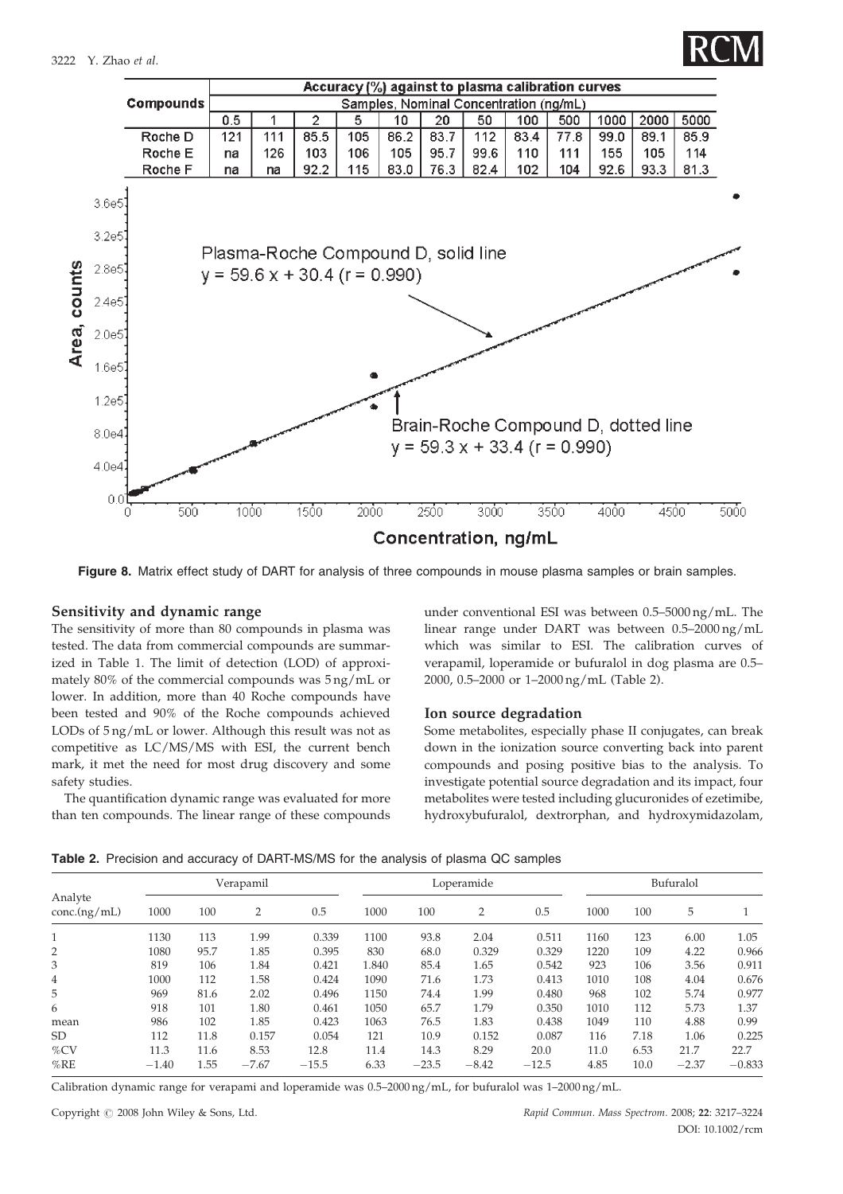| Compounds | Accuracy (%) against to plasma calibration curves | | | | | | | | | | | |
|---|---|---|---|---|---|---|---|---|---|---|---|---|
| | Samples, Nominal Concentration (ng/mL) | | | | | | | | | | | |
| | 0.5 | 1 | 2 | 5 | 10 | 20 | 50 | 100 | 500 | 1000 | 2000 | 5000 |
| Roche D | 121 | 111 | 85.5 | 105 | 86.2 | 83.7 | 112 | 83.4 | 77.8 | 99.0 | 89.1 | 85.9 |
| Roche E | na | 126 | 103 | 106 | 105 | 95.7 | 99.6 | 110 | 111 | 155 | 105 | 114 |
| Roche F | na | na | 92.2 | 115 | 83.0 | 76.3 | 82.4 | 102 | 104 | 92.6 | 93.3 | 81.3 |

Plasma-Roche Compound D, solid line
$y = 59.6\,x + 30.4$ ($r = 0.990$)

Brain-Roche Compound D, dotted line
$y = 59.3\,x + 33.4$ ($r = 0.990$)

**Figure 8.** Matrix effect study of DART for analysis of three compounds in mouse plasma samples or brain samples.

### Sensitivity and dynamic range

The sensitivity of more than 80 compounds in plasma was tested. The data from commercial compounds are summarized in Table 1. The limit of detection (LOD) of approximately 80% of the commercial compounds was 5 ng/mL or lower. In addition, more than 40 Roche compounds have been tested and 90% of the Roche compounds achieved LODs of 5 ng/mL or lower. Although this result was not as competitive as LC/MS/MS with ESI, the current bench mark, it met the need for most drug discovery and some safety studies.

The quantification dynamic range was evaluated for more than ten compounds. The linear range of these compounds under conventional ESI was between 0.5–5000 ng/mL. The linear range under DART was between 0.5–2000 ng/mL which was similar to ESI. The calibration curves of verapamil, loperamide or bufuralol in dog plasma are 0.5–2000, 0.5–2000 or 1–2000 ng/mL (Table 2).

### Ion source degradation

Some metabolites, especially phase II conjugates, can break down in the ionization source converting back into parent compounds and posing positive bias to the analysis. To investigate potential source degradation and its impact, four metabolites were tested including glucuronides of ezetimibe, hydroxybufuralol, dextrorphan, and hydroxymidazolam,

**Table 2.** Precision and accuracy of DART-MS/MS for the analysis of plasma QC samples

| Analyte conc.(ng/mL) | Verapamil | | | | Loperamide | | | | Bufuralol | | | |
|---|---|---|---|---|---|---|---|---|---|---|---|---|
| | 1000 | 100 | 2 | 0.5 | 1000 | 100 | 2 | 0.5 | 1000 | 100 | 5 | 1 |
| 1 | 1130 | 113 | 1.99 | 0.339 | 1100 | 93.8 | 2.04 | 0.511 | 1160 | 123 | 6.00 | 1.05 |
| 2 | 1080 | 95.7 | 1.85 | 0.395 | 830 | 68.0 | 0.329 | 0.329 | 1220 | 109 | 4.22 | 0.966 |
| 3 | 819 | 106 | 1.84 | 0.421 | 1.840 | 85.4 | 1.65 | 0.542 | 923 | 106 | 3.56 | 0.911 |
| 4 | 1000 | 112 | 1.58 | 0.424 | 1090 | 71.6 | 1.73 | 0.413 | 1010 | 108 | 4.04 | 0.676 |
| 5 | 969 | 81.6 | 2.02 | 0.496 | 1150 | 74.4 | 1.99 | 0.480 | 968 | 102 | 5.74 | 0.977 |
| 6 | 918 | 101 | 1.80 | 0.461 | 1050 | 65.7 | 1.79 | 0.350 | 1010 | 112 | 5.73 | 1.37 |
| mean | 986 | 102 | 1.85 | 0.423 | 1063 | 76.5 | 1.83 | 0.438 | 1049 | 110 | 4.88 | 0.99 |
| SD | 112 | 11.8 | 0.157 | 0.054 | 121 | 10.9 | 0.152 | 0.087 | 116 | 7.18 | 1.06 | 0.225 |
| %CV | 11.3 | 11.6 | 8.53 | 12.8 | 11.4 | 14.3 | 8.29 | 20.0 | 11.0 | 6.53 | 21.7 | 22.7 |
| %RE | −1.40 | 1.55 | −7.67 | −15.5 | 6.33 | −23.5 | −8.42 | −12.5 | 4.85 | 10.0 | −2.37 | −0.833 |

Calibration dynamic range for verapami and loperamide was 0.5–2000 ng/mL, for bufuralol was 1–2000 ng/mL.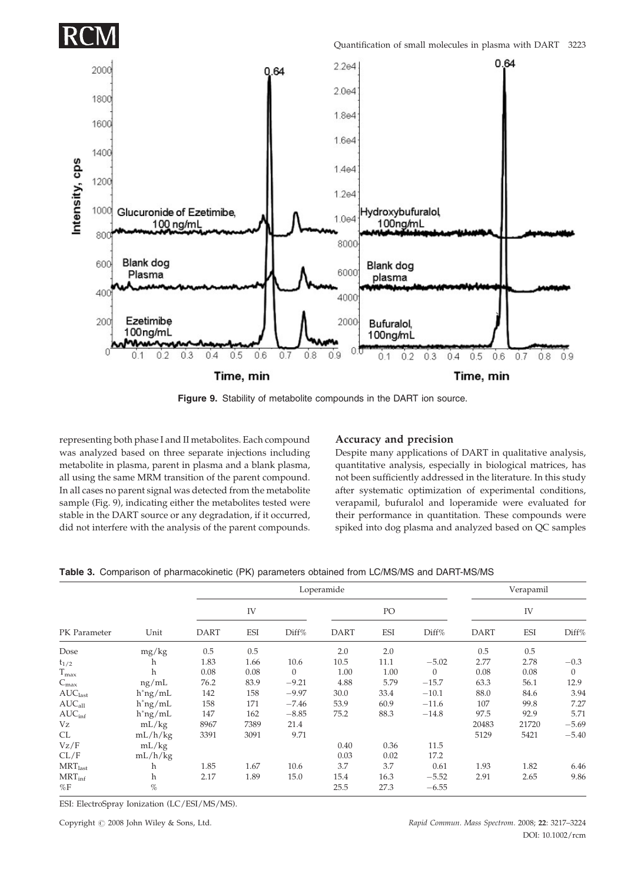Figure 9. Stability of metabolite compounds in the DART ion source.

representing both phase I and II metabolites. Each compound was analyzed based on three separate injections including metabolite in plasma, parent in plasma and a blank plasma, all using the same MRM transition of the parent compound. In all cases no parent signal was detected from the metabolite sample (Fig. 9), indicating either the metabolites tested were stable in the DART source or any degradation, if it occurred, did not interfere with the analysis of the parent compounds.

### Accuracy and precision

Despite many applications of DART in qualitative analysis, quantitative analysis, especially in biological matrices, has not been sufficiently addressed in the literature. In this study after systematic optimization of experimental conditions, verapamil, bufuralol and loperamide were evaluated for their performance in quantitation. These compounds were spiked into dog plasma and analyzed based on QC samples

**Table 3.** Comparison of pharmacokinetic (PK) parameters obtained from LC/MS/MS and DART-MS/MS

| | | Loperamide | | | | | | Verapamil | | |
|---|---|---|---|---|---|---|---|---|---|---|
| | | IV | | | PO | | | IV | | |
| PK Parameter | Unit | DART | ESI | Diff% | DART | ESI | Diff% | DART | ESI | Diff% |
| Dose | mg/kg | 0.5 | 0.5 | | 2.0 | 2.0 | | 0.5 | 0.5 | |
| $t_{1/2}$ | h | 1.83 | 1.66 | 10.6 | 10.5 | 11.1 | −5.02 | 2.77 | 2.78 | −0.3 |
| $T_{max}$ | h | 0.08 | 0.08 | 0 | 1.00 | 1.00 | 0 | 0.08 | 0.08 | 0 |
| $C_{max}$ | ng/mL | 76.2 | 83.9 | −9.21 | 4.88 | 5.79 | −15.7 | 63.3 | 56.1 | 12.9 |
| $AUC_{last}$ | h*ng/mL | 142 | 158 | −9.97 | 30.0 | 33.4 | −10.1 | 88.0 | 84.6 | 3.94 |
| $AUC_{all}$ | h*ng/mL | 158 | 171 | −7.46 | 53.9 | 60.9 | −11.6 | 107 | 99.8 | 7.27 |
| $AUC_{inf}$ | h*ng/mL | 147 | 162 | −8.85 | 75.2 | 88.3 | −14.8 | 97.5 | 92.9 | 5.71 |
| Vz | mL/kg | 8967 | 7389 | 21.4 | | | | 20483 | 21720 | −5.69 |
| CL | mL/h/kg | 3391 | 3091 | 9.71 | | | | 5129 | 5421 | −5.40 |
| Vz/F | mL/kg | | | | 0.40 | 0.36 | 11.5 | | | |
| CL/F | mL/h/kg | | | | 0.03 | 0.02 | 17.2 | | | |
| $MRT_{last}$ | h | 1.85 | 1.67 | 10.6 | 3.7 | 3.7 | 0.61 | 1.93 | 1.82 | 6.46 |
| $MRT_{inf}$ | h | 2.17 | 1.89 | 15.0 | 15.4 | 16.3 | −5.52 | 2.91 | 2.65 | 9.86 |
| %F | % | | | | 25.5 | 27.3 | −6.55 | | | |

ESI: ElectroSpray Ionization (LC/ESI/MS/MS).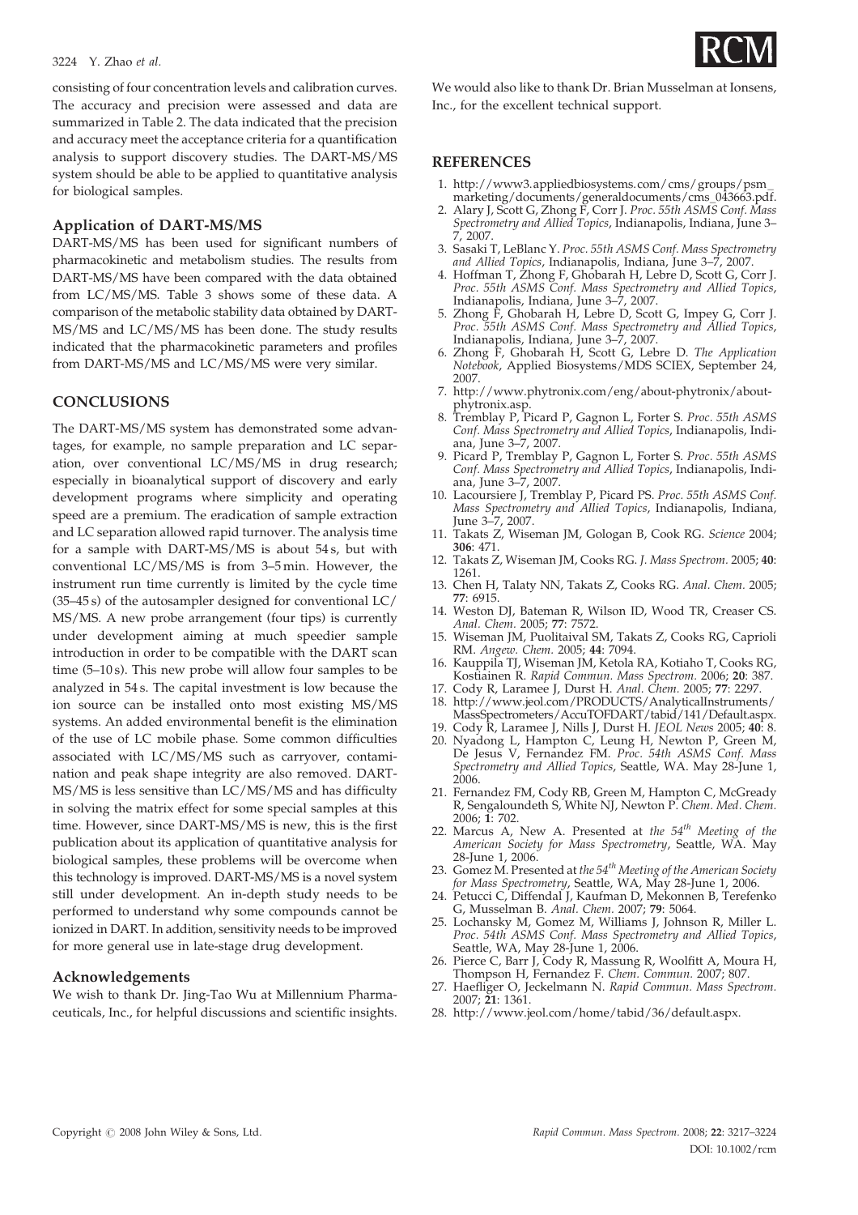consisting of four concentration levels and calibration curves. The accuracy and precision were assessed and data are summarized in Table 2. The data indicated that the precision and accuracy meet the acceptance criteria for a quantification analysis to support discovery studies. The DART-MS/MS system should be able to be applied to quantitative analysis for biological samples.

### Application of DART-MS/MS

DART-MS/MS has been used for significant numbers of pharmacokinetic and metabolism studies. The results from DART-MS/MS have been compared with the data obtained from LC/MS/MS. Table 3 shows some of these data. A comparison of the metabolic stability data obtained by DART-MS/MS and LC/MS/MS has been done. The study results indicated that the pharmacokinetic parameters and profiles from DART-MS/MS and LC/MS/MS were very similar.

## CONCLUSIONS

The DART-MS/MS system has demonstrated some advantages, for example, no sample preparation and LC separation, over conventional LC/MS/MS in drug research; especially in bioanalytical support of discovery and early development programs where simplicity and operating speed are a premium. The eradication of sample extraction and LC separation allowed rapid turnover. The analysis time for a sample with DART-MS/MS is about 54 s, but with conventional LC/MS/MS is from 3–5 min. However, the instrument run time currently is limited by the cycle time (35–45 s) of the autosampler designed for conventional LC/MS/MS. A new probe arrangement (four tips) is currently under development aiming at much speedier sample introduction in order to be compatible with the DART scan time (5–10 s). This new probe will allow four samples to be analyzed in 54 s. The capital investment is low because the ion source can be installed onto most existing MS/MS systems. An added environmental benefit is the elimination of the use of LC mobile phase. Some common difficulties associated with LC/MS/MS such as carryover, contamination and peak shape integrity are also removed. DART-MS/MS is less sensitive than LC/MS/MS and has difficulty in solving the matrix effect for some special samples at this time. However, since DART-MS/MS is new, this is the first publication about its application of quantitative analysis for biological samples, these problems will be overcome when this technology is improved. DART-MS/MS is a novel system still under development. An in-depth study needs to be performed to understand why some compounds cannot be ionized in DART. In addition, sensitivity needs to be improved for more general use in late-stage drug development.

### Acknowledgements

We wish to thank Dr. Jing-Tao Wu at Millennium Pharmaceuticals, Inc., for helpful discussions and scientific insights. We would also like to thank Dr. Brian Musselman at Ionsens, Inc., for the excellent technical support.

## REFERENCES

1. http://www3.appliedbiosystems.com/cms/groups/psm_marketing/documents/generaldocuments/cms_043663.pdf.
2. Alary J, Scott G, Zhong F, Corr J. *Proc. 55th ASMS Conf. Mass Spectrometry and Allied Topics*, Indianapolis, Indiana, June 3–7, 2007.
3. Sasaki T, LeBlanc Y. *Proc. 55th ASMS Conf. Mass Spectrometry and Allied Topics*, Indianapolis, Indiana, June 3–7, 2007.
4. Hoffman T, Zhong F, Ghobarah H, Lebre D, Scott G, Corr J. *Proc. 55th ASMS Conf. Mass Spectrometry and Allied Topics*, Indianapolis, Indiana, June 3–7, 2007.
5. Zhong F, Ghobarah H, Lebre D, Scott G, Impey G, Corr J. *Proc. 55th ASMS Conf. Mass Spectrometry and Allied Topics*, Indianapolis, Indiana, June 3–7, 2007.
6. Zhong F, Ghobarah H, Scott G, Lebre D. *The Application Notebook*, Applied Biosystems/MDS SCIEX, September 24, 2007.
7. http://www.phytronix.com/eng/about-phytronix/about-phytronix.asp.
8. Tremblay P, Picard P, Gagnon L, Forter S. *Proc. 55th ASMS Conf. Mass Spectrometry and Allied Topics*, Indianapolis, Indiana, June 3–7, 2007.
9. Picard P, Tremblay P, Gagnon L, Forter S. *Proc. 55th ASMS Conf. Mass Spectrometry and Allied Topics*, Indianapolis, Indiana, June 3–7, 2007.
10. Lacoursiere J, Tremblay P, Picard PS. *Proc. 55th ASMS Conf. Mass Spectrometry and Allied Topics*, Indianapolis, Indiana, June 3–7, 2007.
11. Takats Z, Wiseman JM, Gologan B, Cook RG. *Science* 2004; **306**: 471.
12. Takats Z, Wiseman JM, Cooks RG. *J. Mass Spectrom.* 2005; **40**: 1261.
13. Chen H, Talaty NN, Takats Z, Cooks RG. *Anal. Chem.* 2005; **77**: 6915.
14. Weston DJ, Bateman R, Wilson ID, Wood TR, Creaser CS. *Anal. Chem.* 2005; **77**: 7572.
15. Wiseman JM, Puolitaival SM, Takats Z, Cooks RG, Caprioli RM. *Angew. Chem.* 2005; **44**: 7094.
16. Kauppila TJ, Wiseman JM, Ketola RA, Kotiaho T, Cooks RG, Kostiainen R. *Rapid Commun. Mass Spectrom.* 2006; **20**: 387.
17. Cody R, Laramee J, Durst H. *Anal. Chem.* 2005; **77**: 2297.
18. http://www.jeol.com/PRODUCTS/AnalyticalInstruments/MassSpectrometers/AccuTOFDART/tabid/141/Default.aspx.
19. Cody R, Laramee J, Nills J, Durst H. *JEOL News* 2005; **40**: 8.
20. Nyadong L, Hampton C, Leung H, Newton P, Green M, De Jesus V, Fernandez FM. *Proc. 54th ASMS Conf. Mass Spectrometry and Allied Topics*, Seattle, WA. May 28-June 1, 2006.
21. Fernandez FM, Cody RB, Green M, Hampton C, McGready R, Sengaloundeth S, White NJ, Newton P. *Chem. Med. Chem.* 2006; **1**: 702.
22. Marcus A, New A. Presented at *the 54th Meeting of the American Society for Mass Spectrometry*, Seattle, WA. May 28-June 1, 2006.
23. Gomez M. Presented at *the 54th Meeting of the American Society for Mass Spectrometry*, Seattle, WA, May 28-June 1, 2006.
24. Petucci C, Diffendal J, Kaufman D, Mekonnen B, Terefenko G, Musselman B. *Anal. Chem.* 2007; **79**: 5064.
25. Lochansky M, Gomez M, Williams J, Johnson R, Miller L. *Proc. 54th ASMS Conf. Mass Spectrometry and Allied Topics*, Seattle, WA, May 28-June 1, 2006.
26. Pierce C, Barr J, Cody R, Massung R, Woolfitt A, Moura H, Thompson H, Fernandez F. *Chem. Commun.* 2007; 807.
27. Haefliger O, Jeckelmann N. *Rapid Commun. Mass Spectrom.* 2007; **21**: 1361.
28. http://www.jeol.com/home/tabid/36/default.aspx.